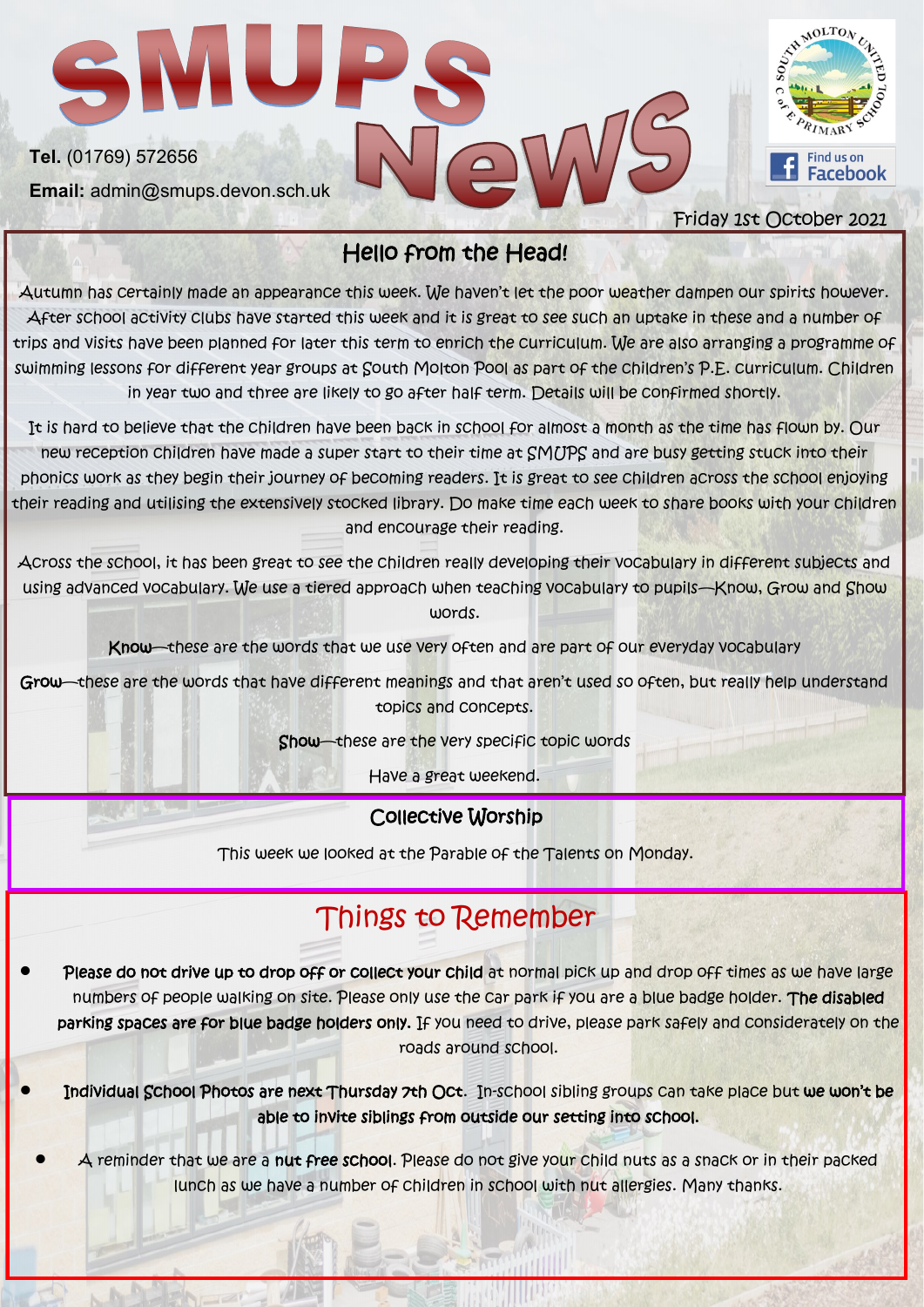# SMUPS News

**Tel.** (01769) 572656

**Email:** admin@smups.devon.sch.uk

Find us on Facebook

Friday 1st October 2021

## Hello from the Head!

Autumn has certainly made an appearance this week. We haven't let the poor weather dampen our spirits however. After school activity clubs have started this week and it is great to see such an uptake in these and a number of trips and visits have been planned for later this term to enrich the curriculum. We are also arranging a programme of swimming lessons for different year groups at South Molton Pool as part of the children's P.E. curriculum. Children in year two and three are likely to go after half term. Details will be confirmed shortly.

It is hard to believe that the children have been back in school for almost a month as the time has flown by. Our new reception children have made a super start to their time at SMUPS and are busy getting stuck into their phonics work as they begin their journey of becoming readers. It is great to see children across the school enjoying their reading and utilising the extensively stocked library. Do make time each week to share books with your children and encourage their reading.

Across the school, it has been great to see the children really developing their vocabulary in different subjects and using advanced vocabulary. We use a tiered approach when teaching vocabulary to pupils—Know, Grow and Show words.

**Know**—these are the words that we use very often and are part of our everyday vocabulary

**Grow**—these are the words that have different meanings and that aren't used so often, but really help understand topics and concepts.

**Show**—these are the very specific topic words

Have a great weekend.

## Collective Worship

This week we looked at the Parable of the Talents on Monday.

## Things to Remember

- **Please do not drive up to drop off or collect your child** at normal pick up and drop off times as we have large numbers of people walking on site. Please only use the car park if you are a blue badge holder. **The disabled parking spaces are for blue badge holders only.** If you need to drive, please park safely and considerately on the roads around school.
- **Individual School Photos are next Thursday 7th Oct.** In-school sibling groups can take place but **we won't be able to invite siblings from outside our setting into school.**
- A reminder that we are a **nut free school**. Please do not give your child nuts as a snack or in their packed lunch as we have a number of children in school with nut allergies. Many thanks.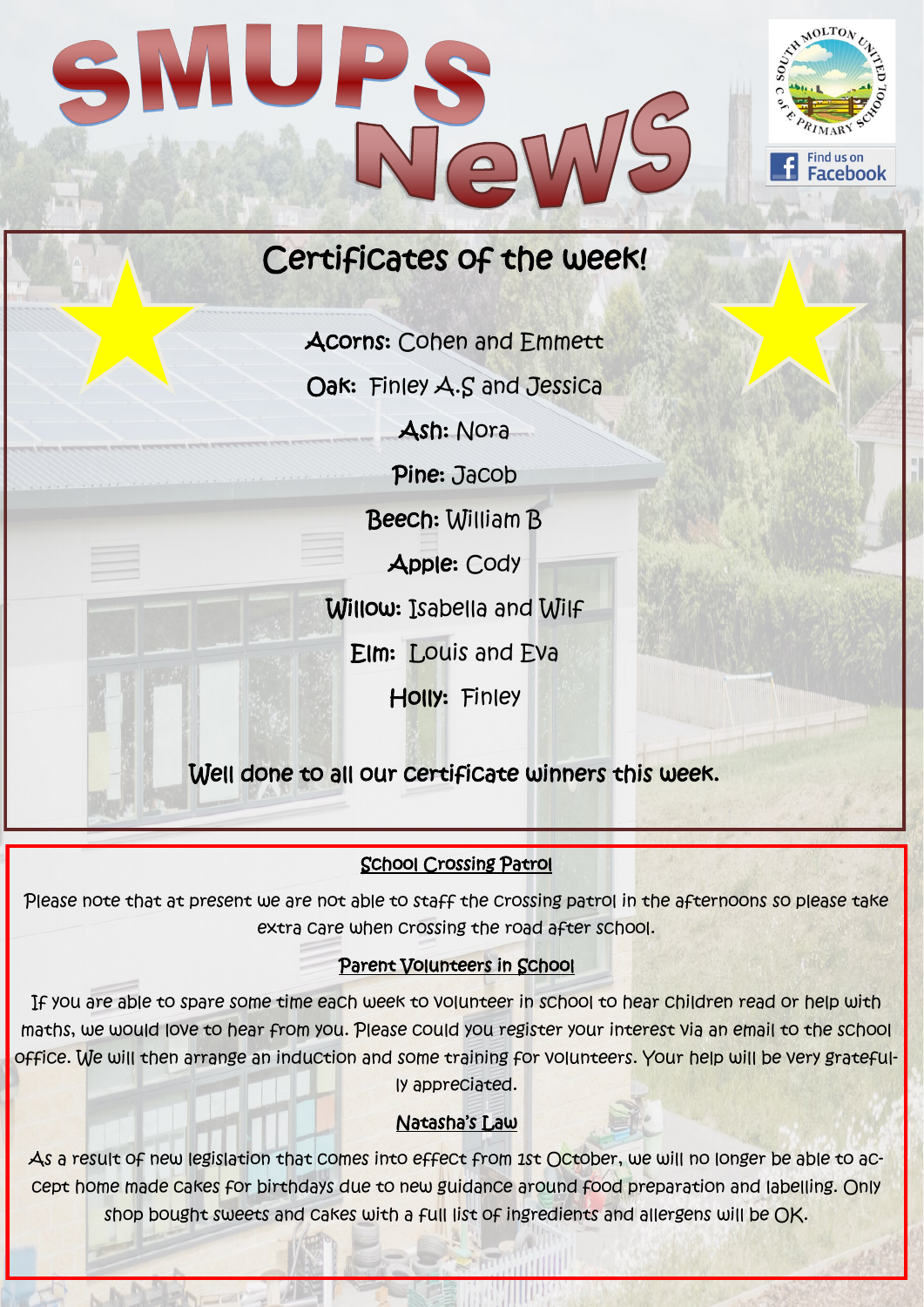# SMUPS News

Find us on Facebook

## Certificates of the week!

**Acorns:** Cohen and Emmett

**Oak:** Finley A.S and Jessica

**Ash:** Nora

**Pine:** Jacob

**Beech:** William B

**Apple:** Cody

**Willow:** Isabella and Wilf

**Elm:** Louis and Eva

**Holly:** Finley

Well done to all our certificate winners this week.

### School Crossing Patrol

Please note that at present we are not able to staff the crossing patrol in the afternoons so please take extra care when crossing the road after school.

### Parent Volunteers in School

If you are able to spare some time each week to volunteer in school to hear children read or help with maths, we would love to hear from you. Please could you register your interest via an email to the school office. We will then arrange an induction and some training for volunteers. Your help will be very gratefully appreciated.

### Natasha's Law

As a result of new legislation that comes into effect from 1st October, we will no longer be able to accept home made cakes for birthdays due to new guidance around food preparation and labelling. Only shop bought sweets and cakes with a full list of ingredients and allergens will be OK.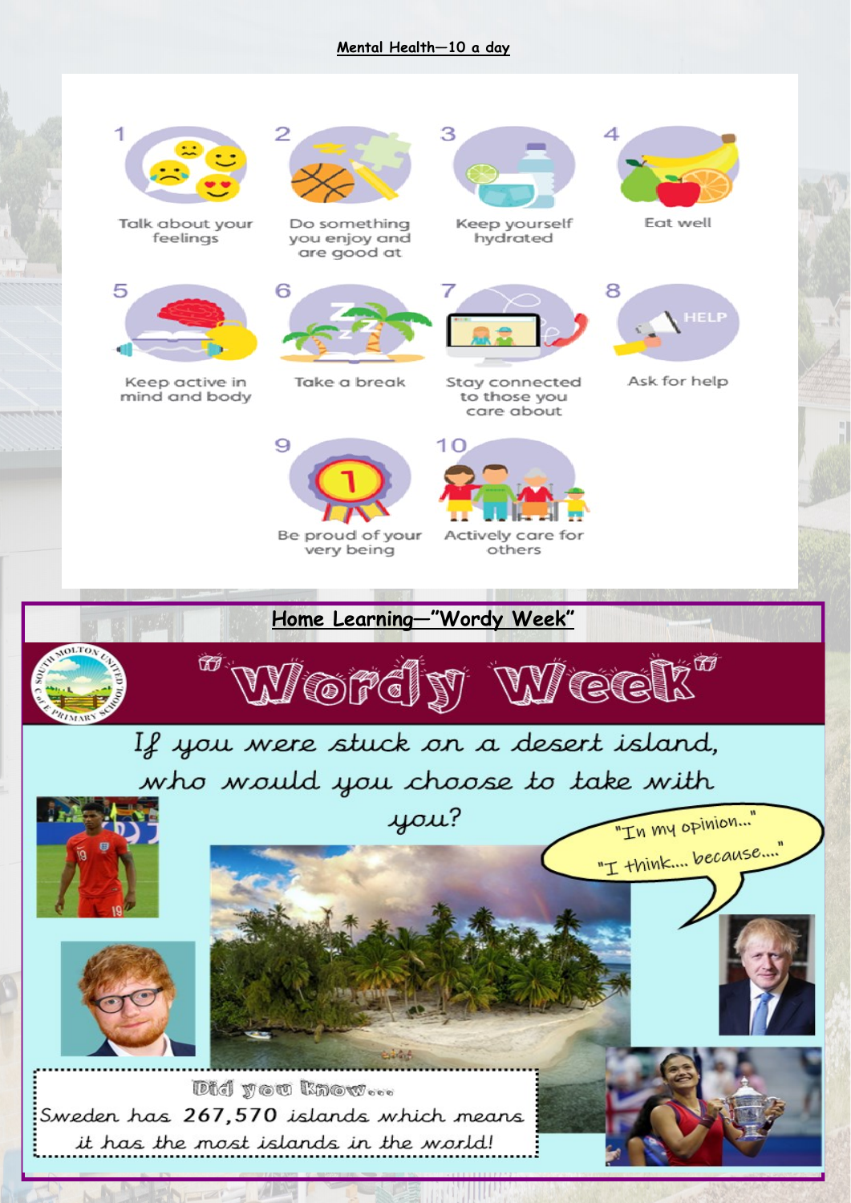## Mental Health—10 a day

1. Talk about your feelings
2. Do something you enjoy and are good at
3. Keep yourself hydrated
4. Eat well
5. Keep active in mind and body
6. Take a break
7. Stay connected to those you care about
8. Ask for help
9. Be proud of your very being
10. Actively care for others

## Home Learning—"Wordy Week"

# "Wordy Week"

If you were stuck on a desert island, who would you choose to take with you?

"In my opinion..."

"I think.... because...."

Did you know...

Sweden has 267,570 islands which means it has the most islands in the world!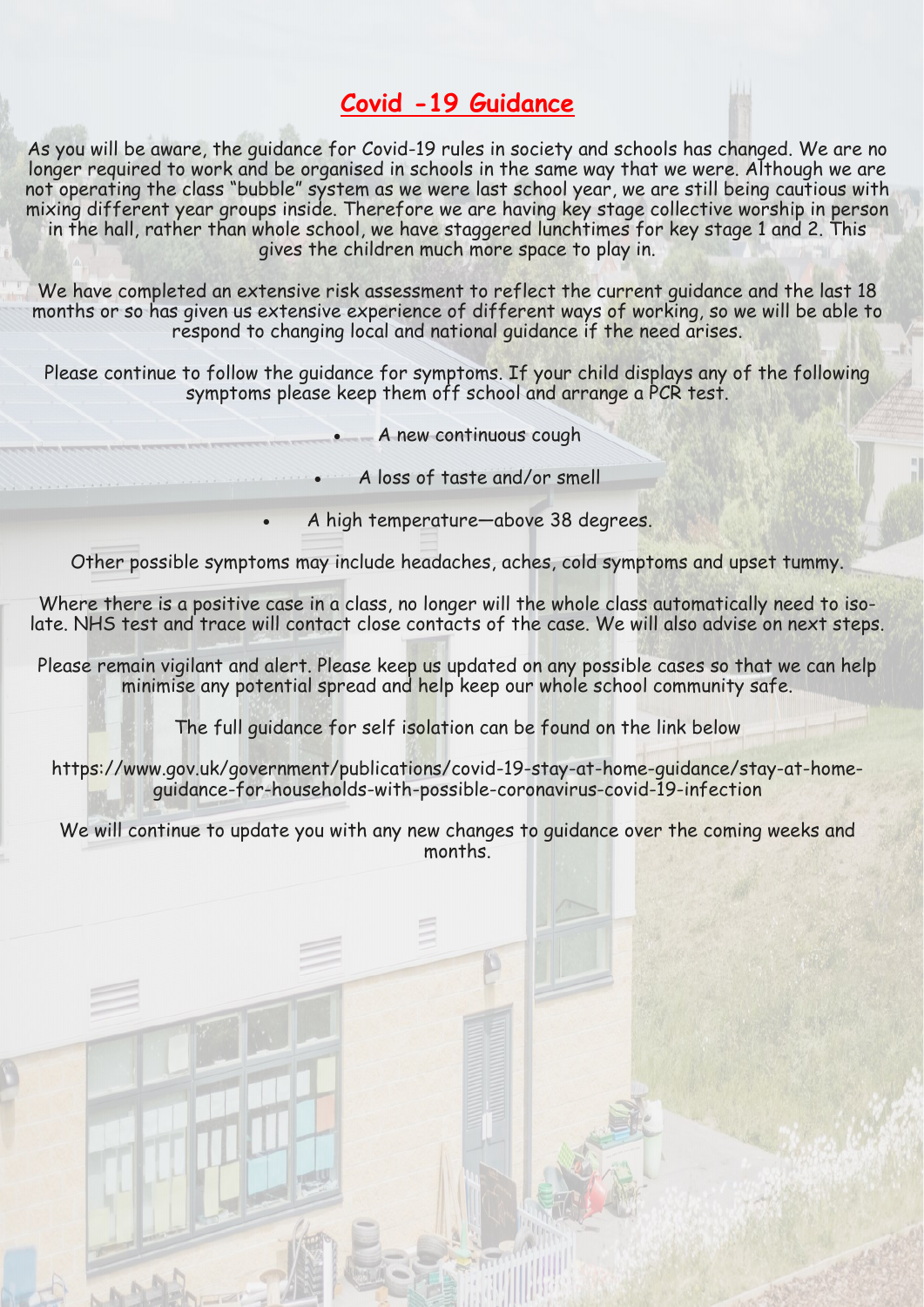# Covid -19 Guidance

As you will be aware, the guidance for Covid-19 rules in society and schools has changed. We are no longer required to work and be organised in schools in the same way that we were. Although we are not operating the class "bubble" system as we were last school year, we are still being cautious with mixing different year groups inside. Therefore we are having key stage collective worship in person in the hall, rather than whole school, we have staggered lunchtimes for key stage 1 and 2. This gives the children much more space to play in.

We have completed an extensive risk assessment to reflect the current guidance and the last 18 months or so has given us extensive experience of different ways of working, so we will be able to respond to changing local and national guidance if the need arises.

Please continue to follow the guidance for symptoms. If your child displays any of the following symptoms please keep them off school and arrange a PCR test.

- A new continuous cough
- A loss of taste and/or smell
- A high temperature—above 38 degrees.

Other possible symptoms may include headaches, aches, cold symptoms and upset tummy.

Where there is a positive case in a class, no longer will the whole class automatically need to isolate. NHS test and trace will contact close contacts of the case. We will also advise on next steps.

Please remain vigilant and alert. Please keep us updated on any possible cases so that we can help minimise any potential spread and help keep our whole school community safe.

The full guidance for self isolation can be found on the link below

https://www.gov.uk/government/publications/covid-19-stay-at-home-guidance/stay-at-home-guidance-for-households-with-possible-coronavirus-covid-19-infection

We will continue to update you with any new changes to guidance over the coming weeks and months.